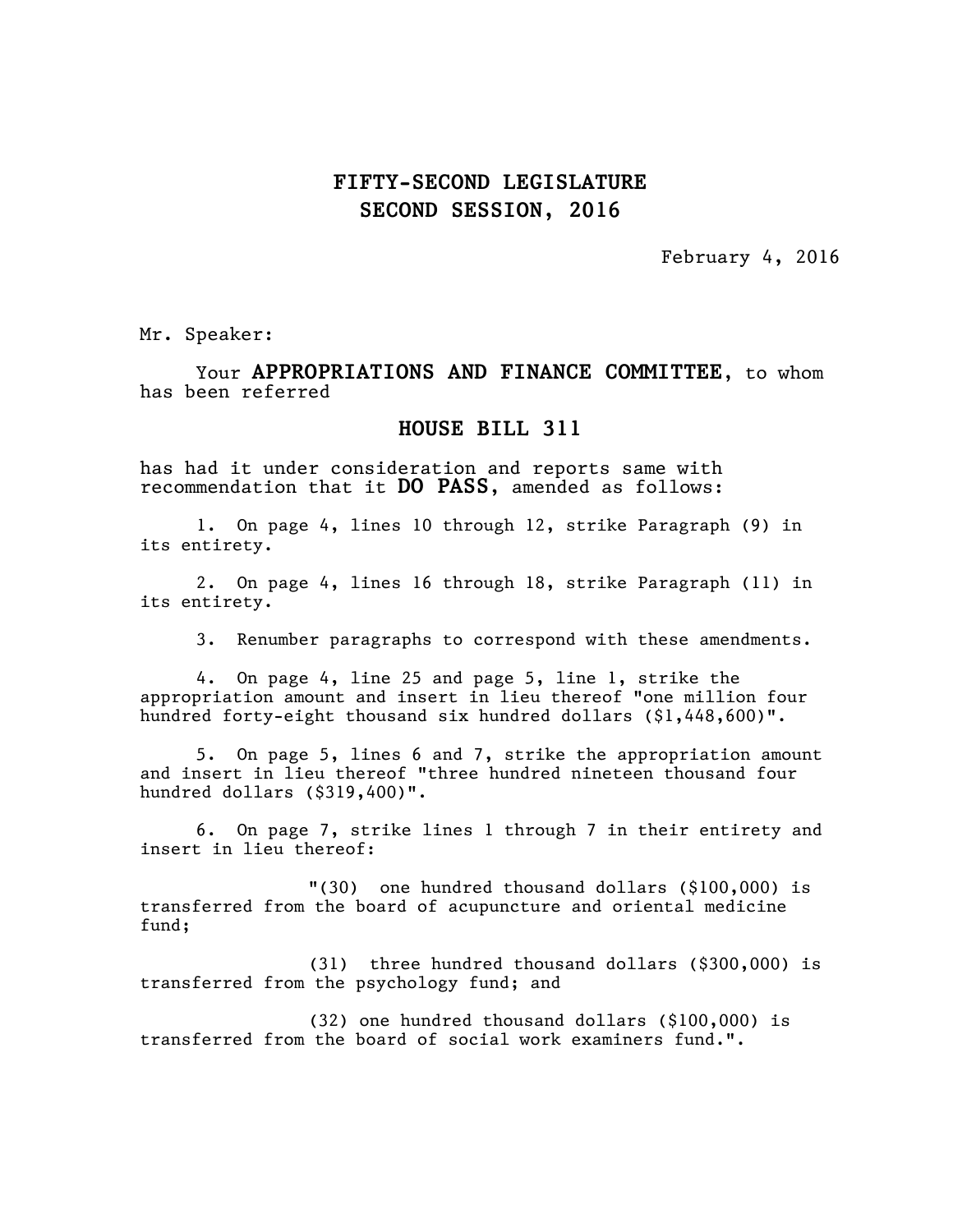# FIFTY-SECOND LEGISLATURE
# SECOND SESSION, 2016

February 4, 2016

Mr. Speaker:

Your **APPROPRIATIONS AND FINANCE COMMITTEE**, to whom has been referred

## HOUSE BILL 311

has had it under consideration and reports same with recommendation that it **DO PASS**, amended as follows:

1. On page 4, lines 10 through 12, strike Paragraph (9) in its entirety.

2. On page 4, lines 16 through 18, strike Paragraph (11) in its entirety.

3. Renumber paragraphs to correspond with these amendments.

4. On page 4, line 25 and page 5, line 1, strike the appropriation amount and insert in lieu thereof "one million four hundred forty-eight thousand six hundred dollars ($1,448,600)".

5. On page 5, lines 6 and 7, strike the appropriation amount and insert in lieu thereof "three hundred nineteen thousand four hundred dollars ($319,400)".

6. On page 7, strike lines 1 through 7 in their entirety and insert in lieu thereof:

"(30) one hundred thousand dollars ($100,000) is transferred from the board of acupuncture and oriental medicine fund;

(31) three hundred thousand dollars ($300,000) is transferred from the psychology fund; and

(32) one hundred thousand dollars ($100,000) is transferred from the board of social work examiners fund.".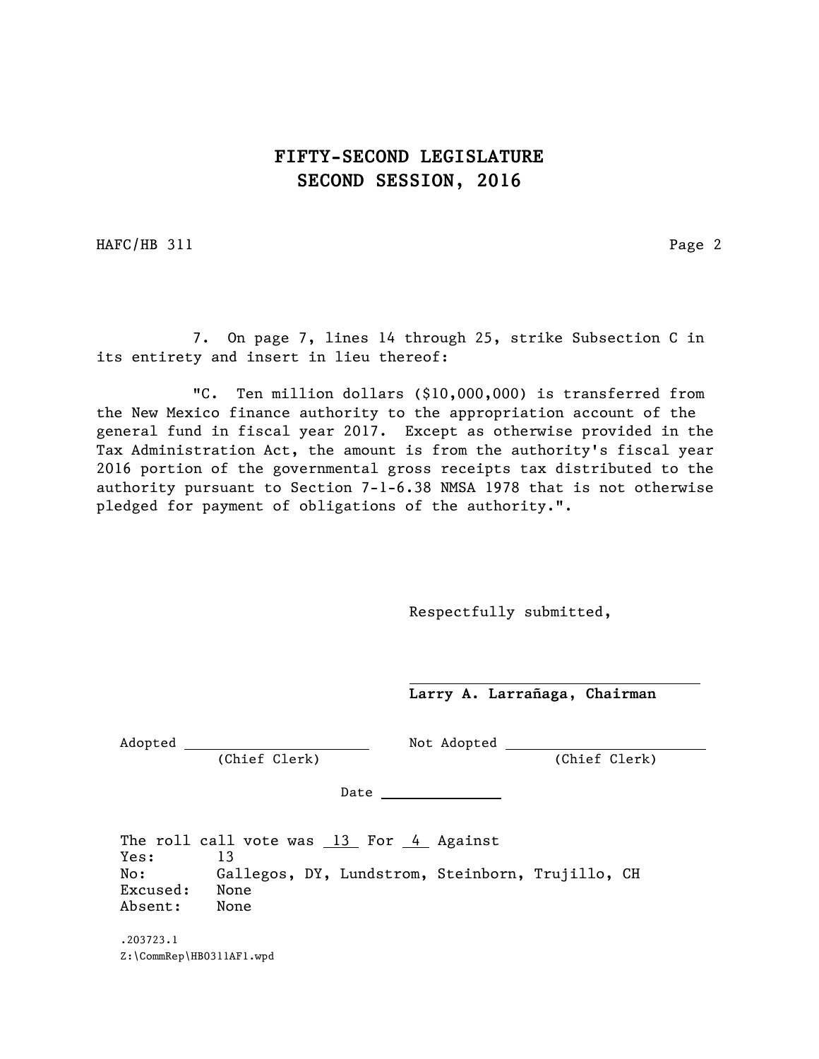# FIFTY-SECOND LEGISLATURE
# SECOND SESSION, 2016

HAFC/HB 311

7. On page 7, lines 14 through 25, strike Subsection C in its entirety and insert in lieu thereof:

"C. Ten million dollars ($10,000,000) is transferred from the New Mexico finance authority to the appropriation account of the general fund in fiscal year 2017. Except as otherwise provided in the Tax Administration Act, the amount is from the authority's fiscal year 2016 portion of the governmental gross receipts tax distributed to the authority pursuant to Section 7-1-6.38 NMSA 1978 that is not otherwise pledged for payment of obligations of the authority.".

Respectfully submitted,

______________________________
**Larry A. Larrañaga, Chairman**

Adopted ______________________ (Chief Clerk)

Not Adopted ______________________ (Chief Clerk)

Date ______________

The roll call vote was 13 For 4 Against

Yes: 13

No: Gallegos, DY, Lundstrom, Steinborn, Trujillo, CH

Excused: None

Absent: None

.203723.1

Z:\CommRep\HB0311AF1.wpd